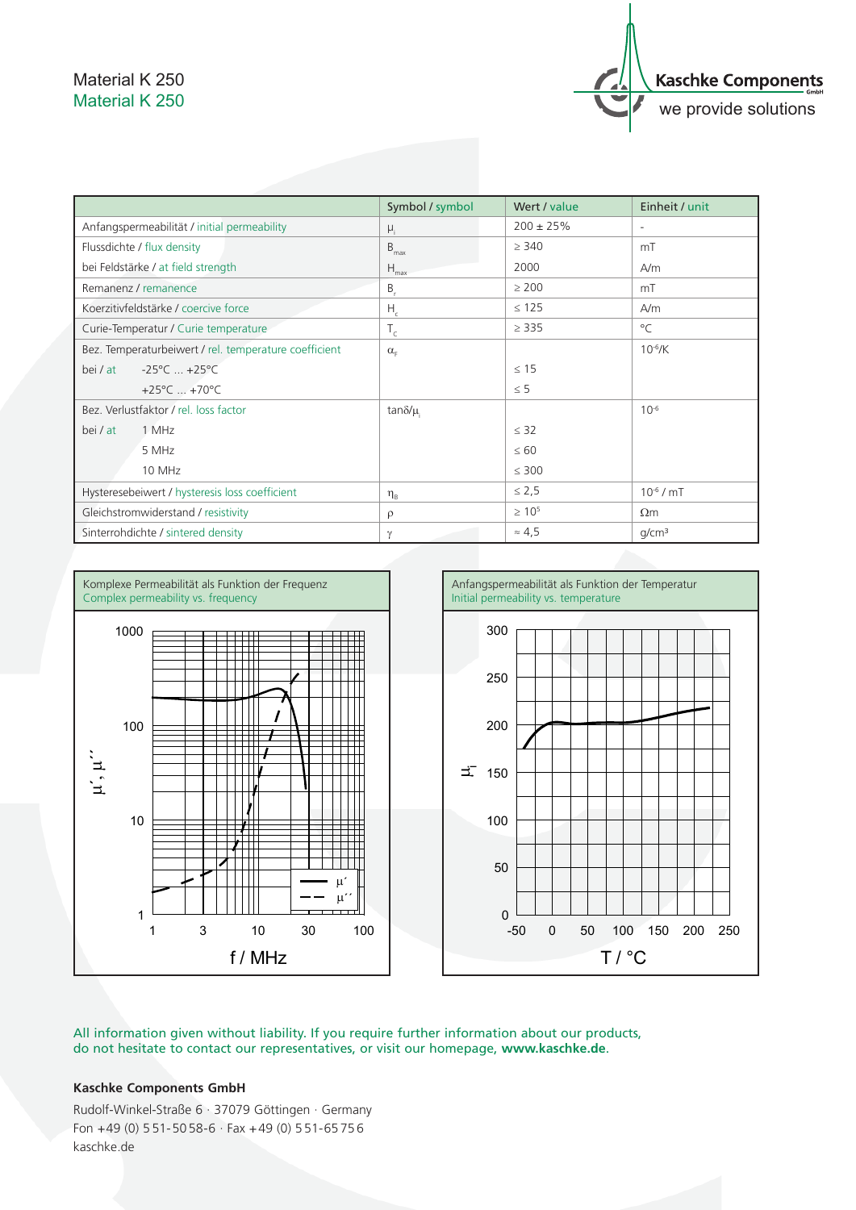# Material K 250
## Material K 250

**Kaschke Components** GmbH
we provide solutions

| | Symbol / symbol | Wert / value | Einheit / unit |
|---|---|---|---|
| Anfangspermeabilität / initial permeability | $\mu_i$ | 200 ± 25% | - |
| Flussdichte / flux density | $B_{max}$ | ≥ 340 | mT |
| bei Feldstärke / at field strength | $H_{max}$ | 2000 | A/m |
| Remanenz / remanence | $B_r$ | ≥ 200 | mT |
| Koerzitivfeldstärke / coercive force | $H_c$ | ≤ 125 | A/m |
| Curie-Temperatur / Curie temperature | $T_c$ | ≥ 335 | °C |
| Bez. Temperaturbeiwert / rel. temperature coefficient | $\alpha_F$ | | $10^{-6}$/K |
| bei / at -25°C … +25°C | | ≤ 15 | |
| +25°C … +70°C | | ≤ 5 | |
| Bez. Verlustfaktor / rel. loss factor | $\tan\delta/\mu_i$ | | $10^{-6}$ |
| bei / at 1 MHz | | ≤ 32 | |
| 5 MHz | | ≤ 60 | |
| 10 MHz | | ≤ 300 | |
| Hysteresebeiwert / hysteresis loss coefficient | $\eta_B$ | ≤ 2,5 | $10^{-6}$ / mT |
| Gleichstromwiderstand / resistivity | $\rho$ | ≥ $10^5$ | Ωm |
| Sinterrohdichte / sintered density | $\gamma$ | ≈ 4,5 | g/cm³ |

Komplexe Permeabilität als Funktion der Frequenz
Complex permeability vs. frequency

Anfangspermeabilität als Funktion der Temperatur
Initial permeability vs. temperature

All information given without liability. If you require further information about our products, do not hesitate to contact our representatives, or visit our homepage, **www.kaschke.de**.

**Kaschke Components GmbH**

Rudolf-Winkel-Straße 6 · 37079 Göttingen · Germany
Fon +49 (0) 551-5058-6 · Fax +49 (0) 551-65756
kaschke.de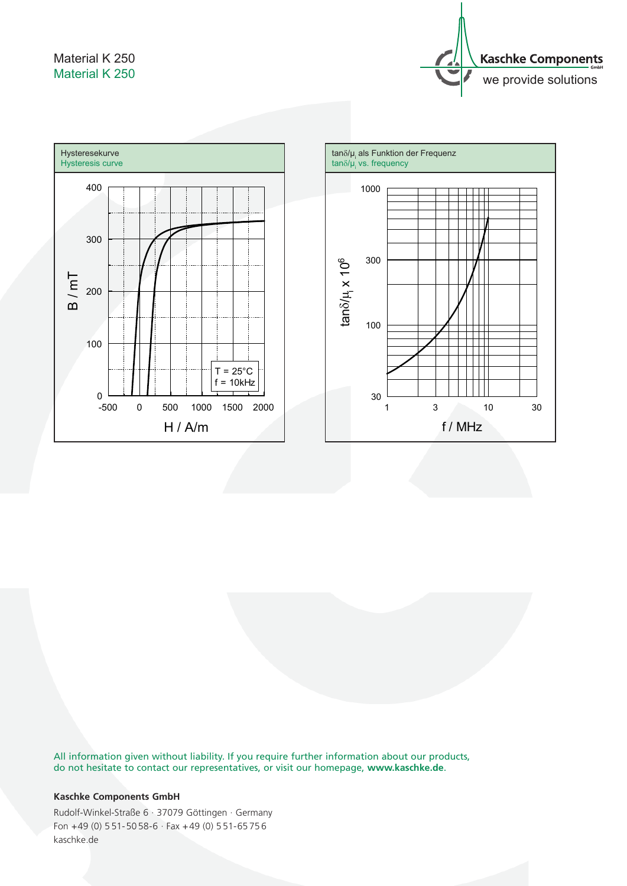Material K 250
Material K 250

Kaschke Components GmbH
we provide solutions

Hysteresekurve
Hysteresis curve

400
300
200
100
0
B / mT
-500 0 500 1000 1500 2000
H / A/m
T = 25°C
f = 10kHz

$\tan\delta/\mu_i$ als Funktion der Frequenz
$\tan\delta/\mu_i$ vs. frequency

1000
300
100
30
$\tan\delta/\mu_i \times 10^6$
1 3 10 30
f / MHz

All information given without liability. If you require further information about our products, do not hesitate to contact our representatives, or visit our homepage, **www.kaschke.de**.

**Kaschke Components GmbH**

Rudolf-Winkel-Straße 6 · 37079 Göttingen · Germany
Fon +49 (0) 551-5058-6 · Fax +49 (0) 551-65756
kaschke.de